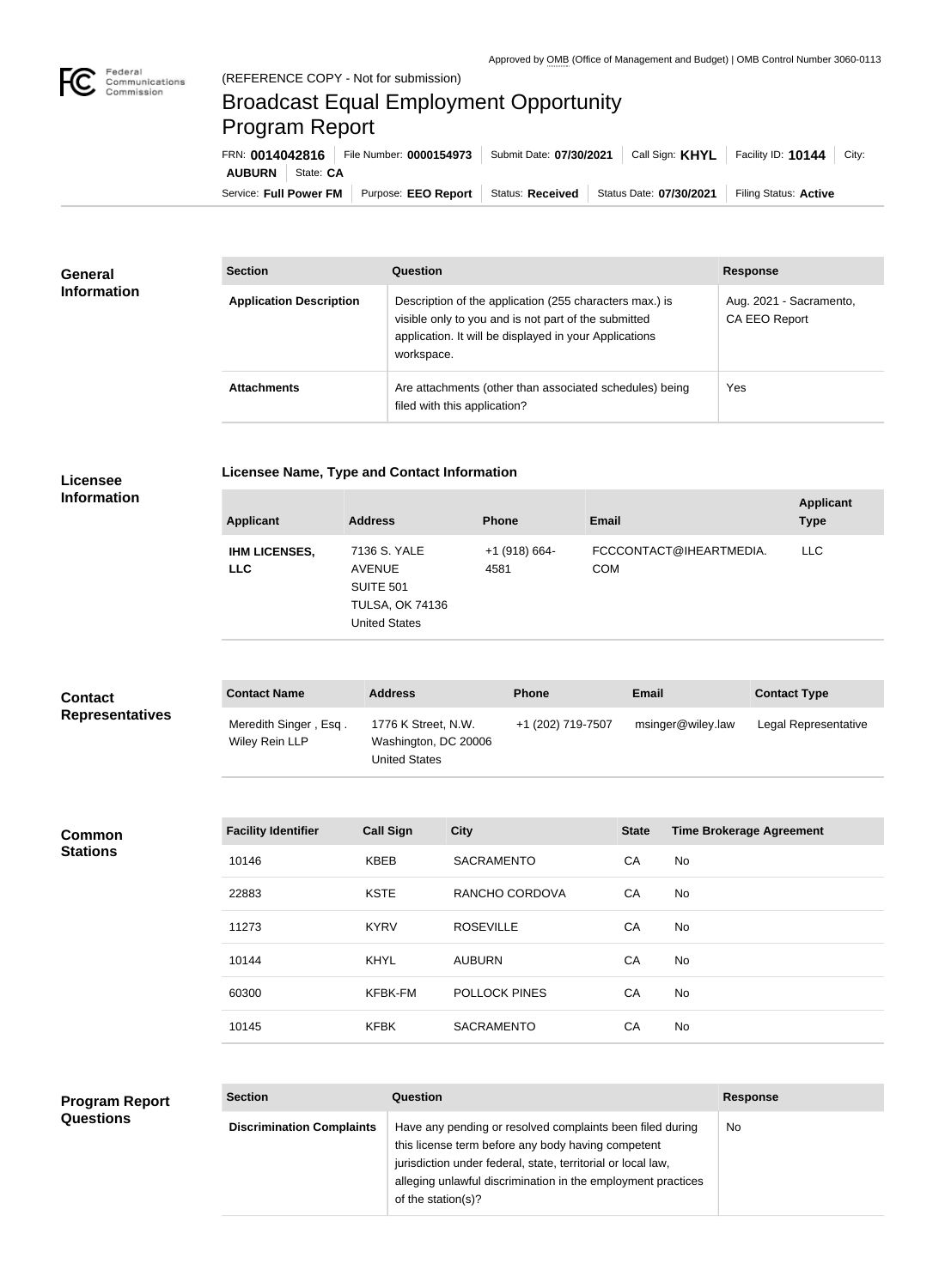Approved by OMB (Office of Management and Budget) | OMB Control Number 3060-0113

(REFERENCE COPY - Not for submission)

# Broadcast Equal Employment Opportunity Program Report

FRN: **0014042816** | File Number: **0000154973** | Submit Date: **07/30/2021** | Call Sign: **KHYL** | Facility ID: **10144** | City: **AUBURN** | State: **CA**

Service: **Full Power FM** | Purpose: **EEO Report** | Status: **Received** | Status Date: **07/30/2021** | Filing Status: **Active**

## General Information

| Section | Question | Response |
| --- | --- | --- |
| **Application Description** | Description of the application (255 characters max.) is visible only to you and is not part of the submitted application. It will be displayed in your Applications workspace. | Aug. 2021 - Sacramento, CA EEO Report |
| **Attachments** | Are attachments (other than associated schedules) being filed with this application? | Yes |

## Licensee Information

### Licensee Name, Type and Contact Information

| Applicant | Address | Phone | Email | Applicant Type |
| --- | --- | --- | --- | --- |
| **IHM LICENSES, LLC** | 7136 S. YALE AVENUE SUITE 501 TULSA, OK 74136 United States | +1 (918) 664-4581 | FCCCONTACT@IHEARTMEDIA.COM | LLC |

## Contact Representatives

| Contact Name | Address | Phone | Email | Contact Type |
| --- | --- | --- | --- | --- |
| Meredith Singer , Esq . Wiley Rein LLP | 1776 K Street, N.W. Washington, DC 20006 United States | +1 (202) 719-7507 | msinger@wiley.law | Legal Representative |

## Common Stations

| Facility Identifier | Call Sign | City | State | Time Brokerage Agreement |
| --- | --- | --- | --- | --- |
| 10146 | KBEB | SACRAMENTO | CA | No |
| 22883 | KSTE | RANCHO CORDOVA | CA | No |
| 11273 | KYRV | ROSEVILLE | CA | No |
| 10144 | KHYL | AUBURN | CA | No |
| 60300 | KFBK-FM | POLLOCK PINES | CA | No |
| 10145 | KFBK | SACRAMENTO | CA | No |

## Program Report Questions

| Section | Question | Response |
| --- | --- | --- |
| **Discrimination Complaints** | Have any pending or resolved complaints been filed during this license term before any body having competent jurisdiction under federal, state, territorial or local law, alleging unlawful discrimination in the employment practices of the station(s)? | No |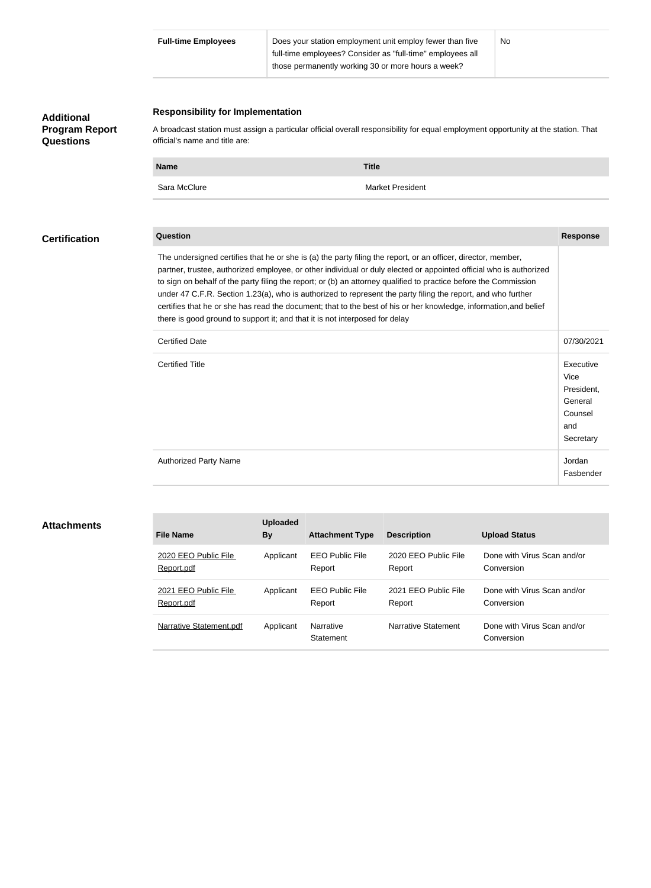| | | |
|---|---|---|
| **Full-time Employees** | Does your station employment unit employ fewer than five full-time employees? Consider as "full-time" employees all those permanently working 30 or more hours a week? | No |

## Additional Program Report Questions

### Responsibility for Implementation

A broadcast station must assign a particular official overall responsibility for equal employment opportunity at the station. That official's name and title are:

| Name | Title |
|---|---|
| Sara McClure | Market President |

## Certification

| Question | Response |
|---|---|
| The undersigned certifies that he or she is (a) the party filing the report, or an officer, director, member, partner, trustee, authorized employee, or other individual or duly elected or appointed official who is authorized to sign on behalf of the party filing the report; or (b) an attorney qualified to practice before the Commission under 47 C.F.R. Section 1.23(a), who is authorized to represent the party filing the report, and who further certifies that he or she has read the document; that to the best of his or her knowledge, information,and belief there is good ground to support it; and that it is not interposed for delay | |
| Certified Date | 07/30/2021 |
| Certified Title | Executive Vice President, General Counsel and Secretary |
| Authorized Party Name | Jordan Fasbender |

## Attachments

| File Name | Uploaded By | Attachment Type | Description | Upload Status |
|---|---|---|---|---|
| 2020 EEO Public File Report.pdf | Applicant | EEO Public File Report | 2020 EEO Public File Report | Done with Virus Scan and/or Conversion |
| 2021 EEO Public File Report.pdf | Applicant | EEO Public File Report | 2021 EEO Public File Report | Done with Virus Scan and/or Conversion |
| Narrative Statement.pdf | Applicant | Narrative Statement | Narrative Statement | Done with Virus Scan and/or Conversion |